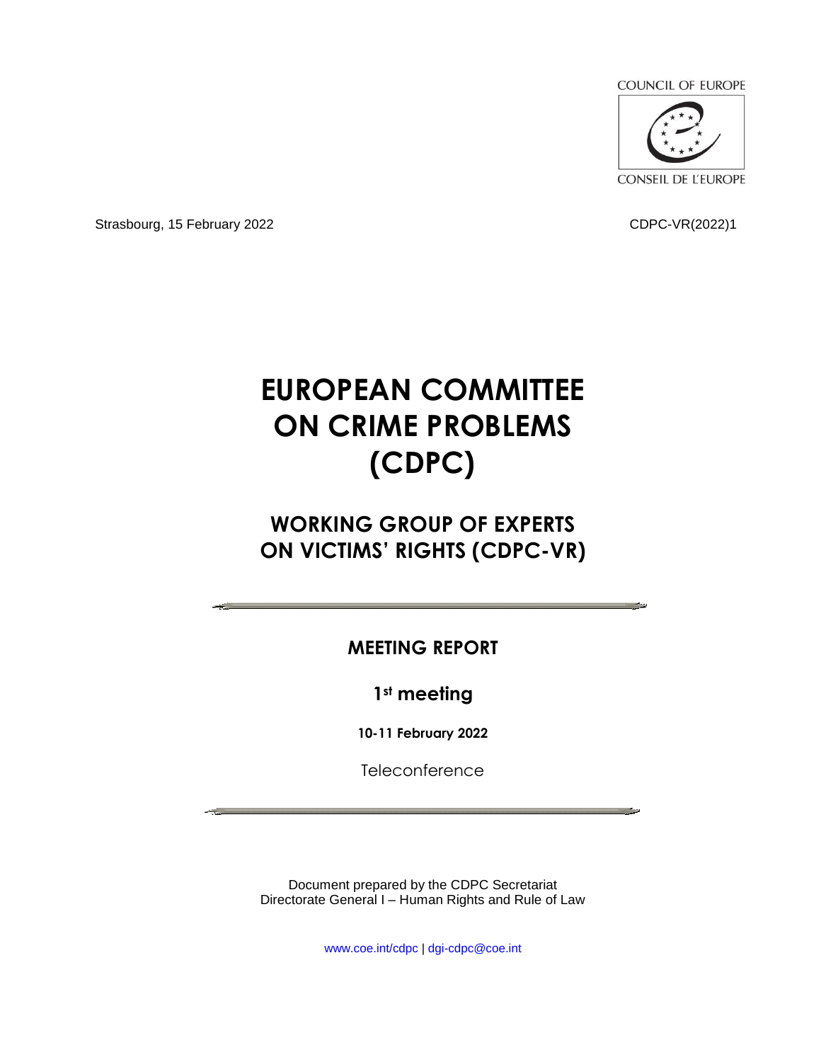COUNCIL OF EUROPE

CONSEIL DE L'EUROPE

Strasbourg, 15 February 2022

CDPC-VR(2022)1

# EUROPEAN COMMITTEE ON CRIME PROBLEMS (CDPC)

## WORKING GROUP OF EXPERTS ON VICTIMS' RIGHTS (CDPC-VR)

---

### MEETING REPORT

### 1st meeting

**10-11 February 2022**

Teleconference

---

Document prepared by the CDPC Secretariat
Directorate General I – Human Rights and Rule of Law

www.coe.int/cdpc | dgi-cdpc@coe.int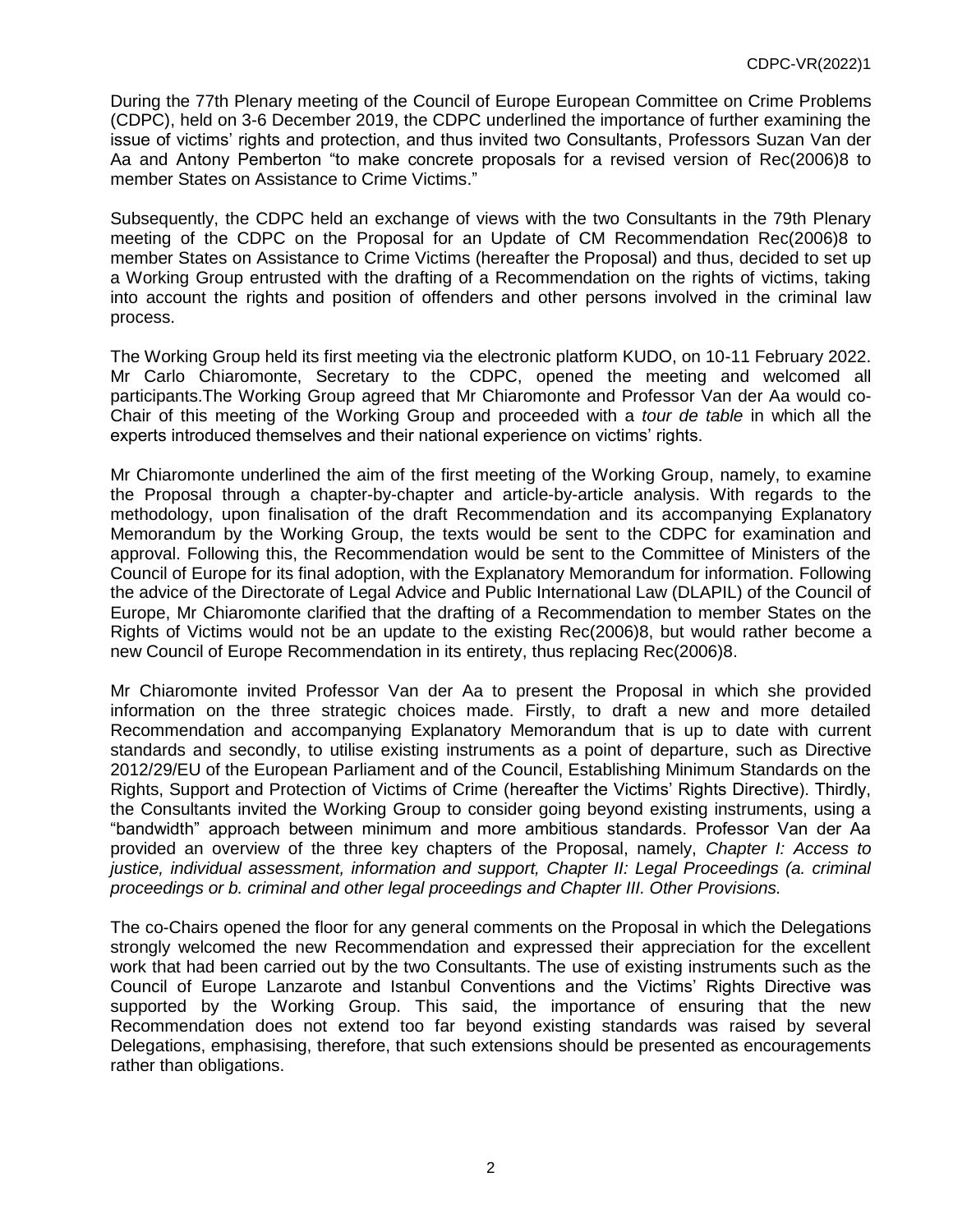During the 77th Plenary meeting of the Council of Europe European Committee on Crime Problems (CDPC), held on 3-6 December 2019, the CDPC underlined the importance of further examining the issue of victims' rights and protection, and thus invited two Consultants, Professors Suzan Van der Aa and Antony Pemberton "to make concrete proposals for a revised version of Rec(2006)8 to member States on Assistance to Crime Victims."

Subsequently, the CDPC held an exchange of views with the two Consultants in the 79th Plenary meeting of the CDPC on the Proposal for an Update of CM Recommendation Rec(2006)8 to member States on Assistance to Crime Victims (hereafter the Proposal) and thus, decided to set up a Working Group entrusted with the drafting of a Recommendation on the rights of victims, taking into account the rights and position of offenders and other persons involved in the criminal law process.

The Working Group held its first meeting via the electronic platform KUDO, on 10-11 February 2022. Mr Carlo Chiaromonte, Secretary to the CDPC, opened the meeting and welcomed all participants.The Working Group agreed that Mr Chiaromonte and Professor Van der Aa would co-Chair of this meeting of the Working Group and proceeded with a *tour de table* in which all the experts introduced themselves and their national experience on victims' rights.

Mr Chiaromonte underlined the aim of the first meeting of the Working Group, namely, to examine the Proposal through a chapter-by-chapter and article-by-article analysis. With regards to the methodology, upon finalisation of the draft Recommendation and its accompanying Explanatory Memorandum by the Working Group, the texts would be sent to the CDPC for examination and approval. Following this, the Recommendation would be sent to the Committee of Ministers of the Council of Europe for its final adoption, with the Explanatory Memorandum for information. Following the advice of the Directorate of Legal Advice and Public International Law (DLAPIL) of the Council of Europe, Mr Chiaromonte clarified that the drafting of a Recommendation to member States on the Rights of Victims would not be an update to the existing Rec(2006)8, but would rather become a new Council of Europe Recommendation in its entirety, thus replacing Rec(2006)8.

Mr Chiaromonte invited Professor Van der Aa to present the Proposal in which she provided information on the three strategic choices made. Firstly, to draft a new and more detailed Recommendation and accompanying Explanatory Memorandum that is up to date with current standards and secondly, to utilise existing instruments as a point of departure, such as Directive 2012/29/EU of the European Parliament and of the Council, Establishing Minimum Standards on the Rights, Support and Protection of Victims of Crime (hereafter the Victims' Rights Directive). Thirdly, the Consultants invited the Working Group to consider going beyond existing instruments, using a "bandwidth" approach between minimum and more ambitious standards. Professor Van der Aa provided an overview of the three key chapters of the Proposal, namely, *Chapter I: Access to justice, individual assessment, information and support, Chapter II: Legal Proceedings (a. criminal proceedings or b. criminal and other legal proceedings and Chapter III. Other Provisions.*

The co-Chairs opened the floor for any general comments on the Proposal in which the Delegations strongly welcomed the new Recommendation and expressed their appreciation for the excellent work that had been carried out by the two Consultants. The use of existing instruments such as the Council of Europe Lanzarote and Istanbul Conventions and the Victims' Rights Directive was supported by the Working Group. This said, the importance of ensuring that the new Recommendation does not extend too far beyond existing standards was raised by several Delegations, emphasising, therefore, that such extensions should be presented as encouragements rather than obligations.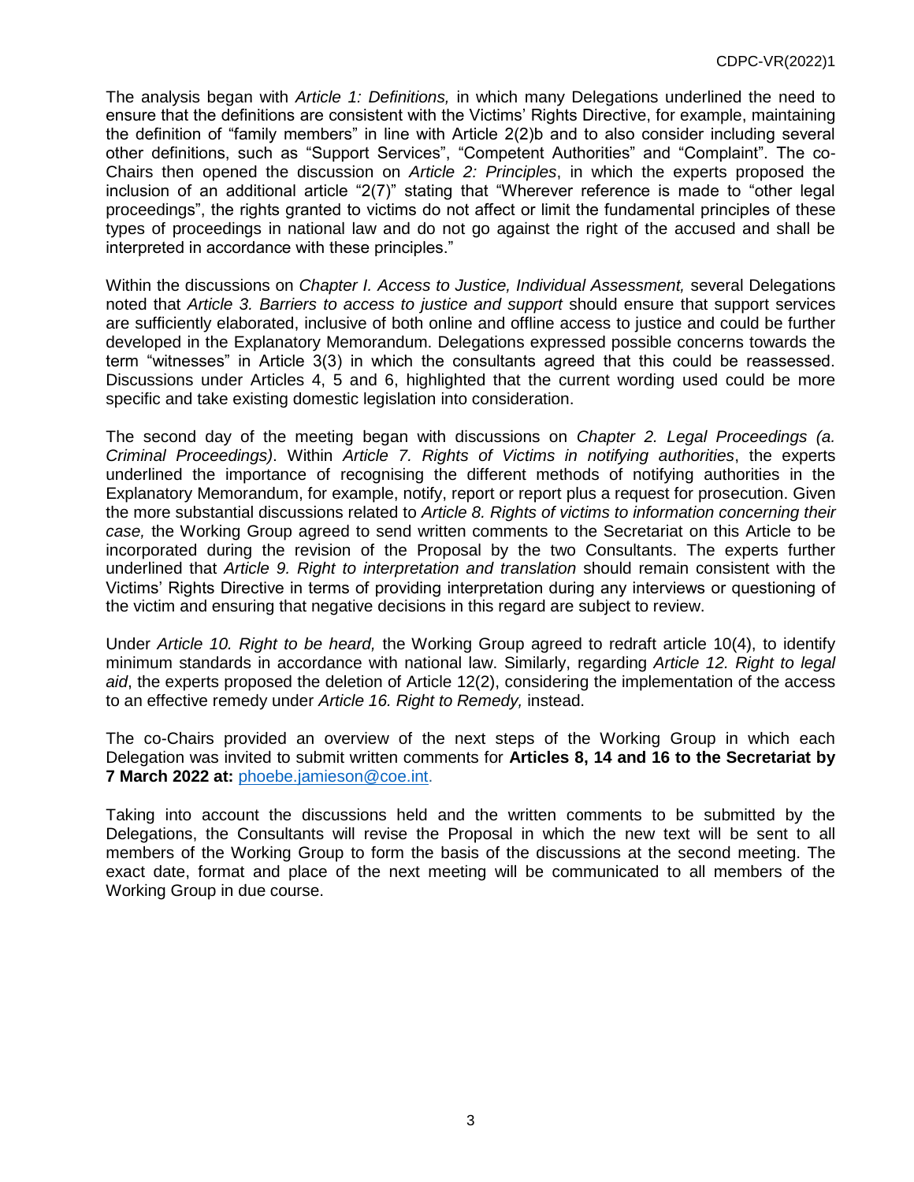The analysis began with *Article 1: Definitions,* in which many Delegations underlined the need to ensure that the definitions are consistent with the Victims' Rights Directive, for example, maintaining the definition of "family members" in line with Article 2(2)b and to also consider including several other definitions, such as "Support Services", "Competent Authorities" and "Complaint". The co-Chairs then opened the discussion on *Article 2: Principles*, in which the experts proposed the inclusion of an additional article "2(7)" stating that "Wherever reference is made to "other legal proceedings", the rights granted to victims do not affect or limit the fundamental principles of these types of proceedings in national law and do not go against the right of the accused and shall be interpreted in accordance with these principles."

Within the discussions on *Chapter I. Access to Justice, Individual Assessment,* several Delegations noted that *Article 3. Barriers to access to justice and support* should ensure that support services are sufficiently elaborated, inclusive of both online and offline access to justice and could be further developed in the Explanatory Memorandum. Delegations expressed possible concerns towards the term "witnesses" in Article 3(3) in which the consultants agreed that this could be reassessed. Discussions under Articles 4, 5 and 6, highlighted that the current wording used could be more specific and take existing domestic legislation into consideration.

The second day of the meeting began with discussions on *Chapter 2. Legal Proceedings (a. Criminal Proceedings)*. Within *Article 7. Rights of Victims in notifying authorities*, the experts underlined the importance of recognising the different methods of notifying authorities in the Explanatory Memorandum, for example, notify, report or report plus a request for prosecution. Given the more substantial discussions related to *Article 8. Rights of victims to information concerning their case,* the Working Group agreed to send written comments to the Secretariat on this Article to be incorporated during the revision of the Proposal by the two Consultants. The experts further underlined that *Article 9. Right to interpretation and translation* should remain consistent with the Victims' Rights Directive in terms of providing interpretation during any interviews or questioning of the victim and ensuring that negative decisions in this regard are subject to review.

Under *Article 10. Right to be heard,* the Working Group agreed to redraft article 10(4), to identify minimum standards in accordance with national law. Similarly, regarding *Article 12. Right to legal aid*, the experts proposed the deletion of Article 12(2), considering the implementation of the access to an effective remedy under *Article 16. Right to Remedy,* instead.

The co-Chairs provided an overview of the next steps of the Working Group in which each Delegation was invited to submit written comments for **Articles 8, 14 and 16 to the Secretariat by 7 March 2022 at:** phoebe.jamieson@coe.int.

Taking into account the discussions held and the written comments to be submitted by the Delegations, the Consultants will revise the Proposal in which the new text will be sent to all members of the Working Group to form the basis of the discussions at the second meeting. The exact date, format and place of the next meeting will be communicated to all members of the Working Group in due course.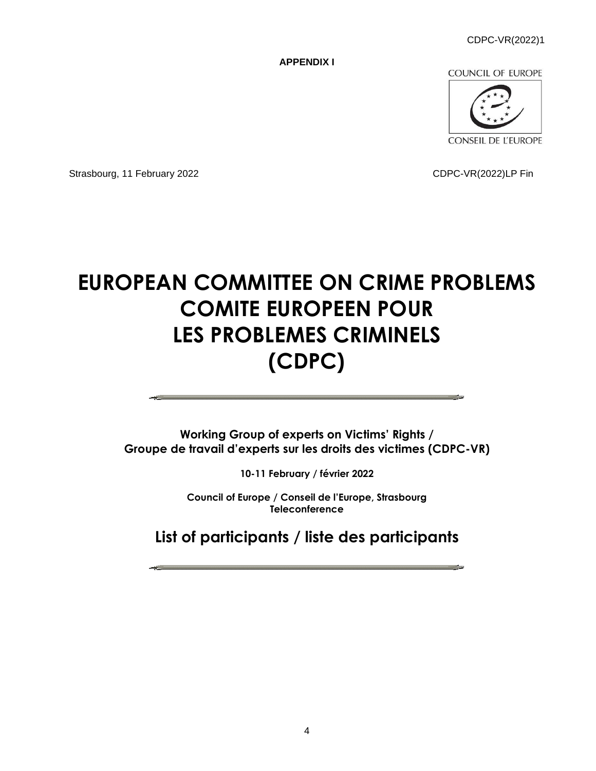CDPC-VR(2022)1

**APPENDIX I**

COUNCIL OF EUROPE

CONSEIL DE L'EUROPE

Strasbourg, 11 February 2022

CDPC-VR(2022)LP Fin

# EUROPEAN COMMITTEE ON CRIME PROBLEMS
# COMITE EUROPEEN POUR LES PROBLEMES CRIMINELS
# (CDPC)

---

**Working Group of experts on Victims' Rights /**
**Groupe de travail d'experts sur les droits des victimes (CDPC-VR)**

**10-11 February / février 2022**

**Council of Europe / Conseil de l'Europe, Strasbourg**
**Teleconference**

## List of participants / liste des participants

---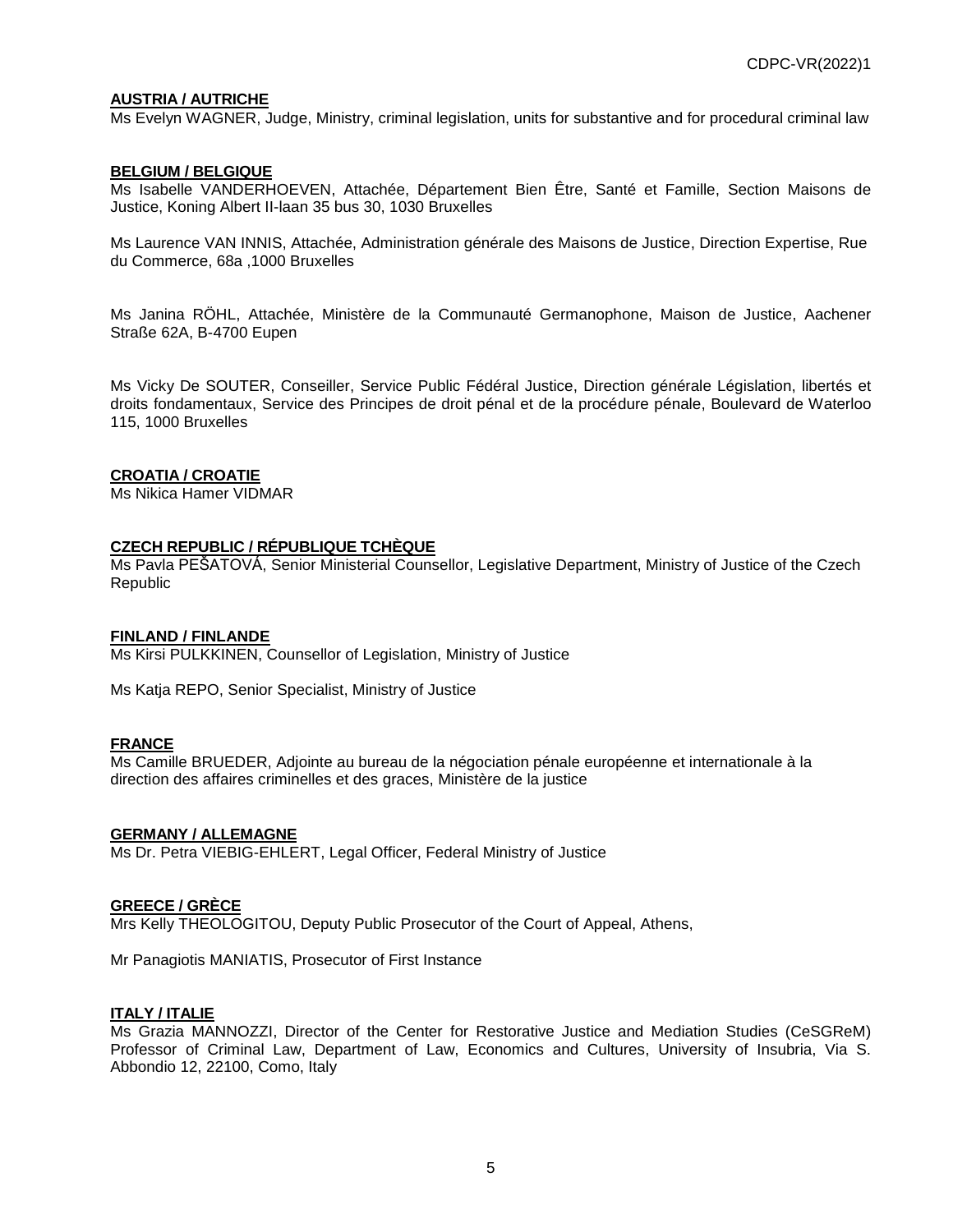**AUSTRIA / AUTRICHE**
Ms Evelyn WAGNER, Judge, Ministry, criminal legislation, units for substantive and for procedural criminal law

**BELGIUM / BELGIQUE**
Ms Isabelle VANDERHOEVEN, Attachée, Département Bien Être, Santé et Famille, Section Maisons de Justice, Koning Albert II-laan 35 bus 30, 1030 Bruxelles

Ms Laurence VAN INNIS, Attachée, Administration générale des Maisons de Justice, Direction Expertise, Rue du Commerce, 68a ,1000 Bruxelles

Ms Janina RÖHL, Attachée, Ministère de la Communauté Germanophone, Maison de Justice, Aachener Straße 62A, B-4700 Eupen

Ms Vicky De SOUTER, Conseiller, Service Public Fédéral Justice, Direction générale Législation, libertés et droits fondamentaux, Service des Principes de droit pénal et de la procédure pénale, Boulevard de Waterloo 115, 1000 Bruxelles

**CROATIA / CROATIE**
Ms Nikica Hamer VIDMAR

**CZECH REPUBLIC / RÉPUBLIQUE TCHÈQUE**
Ms Pavla PEŠATOVÁ, Senior Ministerial Counsellor, Legislative Department, Ministry of Justice of the Czech Republic

**FINLAND / FINLANDE**
Ms Kirsi PULKKINEN, Counsellor of Legislation, Ministry of Justice

Ms Katja REPO, Senior Specialist, Ministry of Justice

**FRANCE**
Ms Camille BRUEDER, Adjointe au bureau de la négociation pénale européenne et internationale à la direction des affaires criminelles et des graces, Ministère de la justice

**GERMANY / ALLEMAGNE**
Ms Dr. Petra VIEBIG-EHLERT, Legal Officer, Federal Ministry of Justice

**GREECE / GRÈCE**
Mrs Kelly THEOLOGITOU, Deputy Public Prosecutor of the Court of Appeal, Athens,

Mr Panagiotis MANIATIS, Prosecutor of First Instance

**ITALY / ITALIE**
Ms Grazia MANNOZZI, Director of the Center for Restorative Justice and Mediation Studies (CeSGReM) Professor of Criminal Law, Department of Law, Economics and Cultures, University of Insubria, Via S. Abbondio 12, 22100, Como, Italy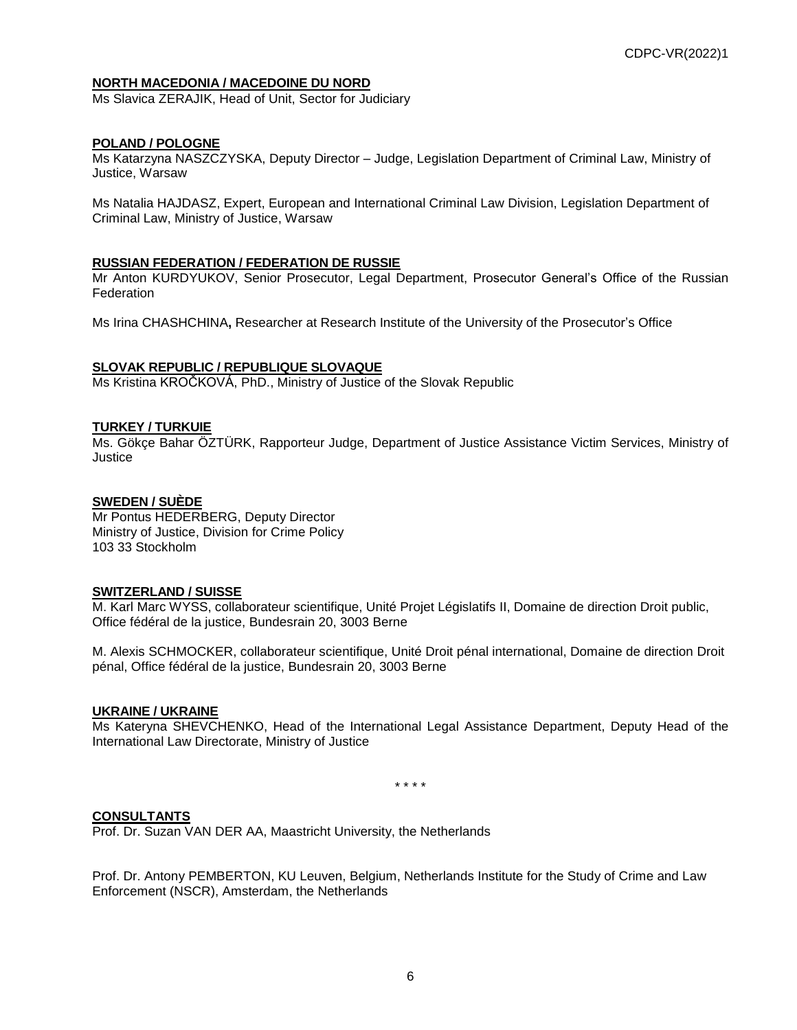**NORTH MACEDONIA / MACEDOINE DU NORD**

Ms Slavica ZERAJIK, Head of Unit, Sector for Judiciary

**POLAND / POLOGNE**

Ms Katarzyna NASZCZYSKA, Deputy Director – Judge, Legislation Department of Criminal Law, Ministry of Justice, Warsaw

Ms Natalia HAJDASZ, Expert, European and International Criminal Law Division, Legislation Department of Criminal Law, Ministry of Justice, Warsaw

**RUSSIAN FEDERATION / FEDERATION DE RUSSIE**

Mr Anton KURDYUKOV, Senior Prosecutor, Legal Department, Prosecutor General's Office of the Russian Federation

Ms Irina CHASHCHINA**,** Researcher at Research Institute of the University of the Prosecutor's Office

**SLOVAK REPUBLIC / REPUBLIQUE SLOVAQUE**

Ms Kristina KROČKOVÁ, PhD., Ministry of Justice of the Slovak Republic

**TURKEY / TURKUIE**

Ms. Gökçe Bahar ÖZTÜRK, Rapporteur Judge, Department of Justice Assistance Victim Services, Ministry of Justice

**SWEDEN / SUÈDE**

Mr Pontus HEDERBERG, Deputy Director
Ministry of Justice, Division for Crime Policy
103 33 Stockholm

**SWITZERLAND / SUISSE**

M. Karl Marc WYSS, collaborateur scientifique, Unité Projet Législatifs II, Domaine de direction Droit public, Office fédéral de la justice, Bundesrain 20, 3003 Berne

M. Alexis SCHMOCKER, collaborateur scientifique, Unité Droit pénal international, Domaine de direction Droit pénal, Office fédéral de la justice, Bundesrain 20, 3003 Berne

**UKRAINE / UKRAINE**

Ms Kateryna SHEVCHENKO, Head of the International Legal Assistance Department, Deputy Head of the International Law Directorate, Ministry of Justice

\* \* \* \*

**CONSULTANTS**

Prof. Dr. Suzan VAN DER AA, Maastricht University, the Netherlands

Prof. Dr. Antony PEMBERTON, KU Leuven, Belgium, Netherlands Institute for the Study of Crime and Law Enforcement (NSCR), Amsterdam, the Netherlands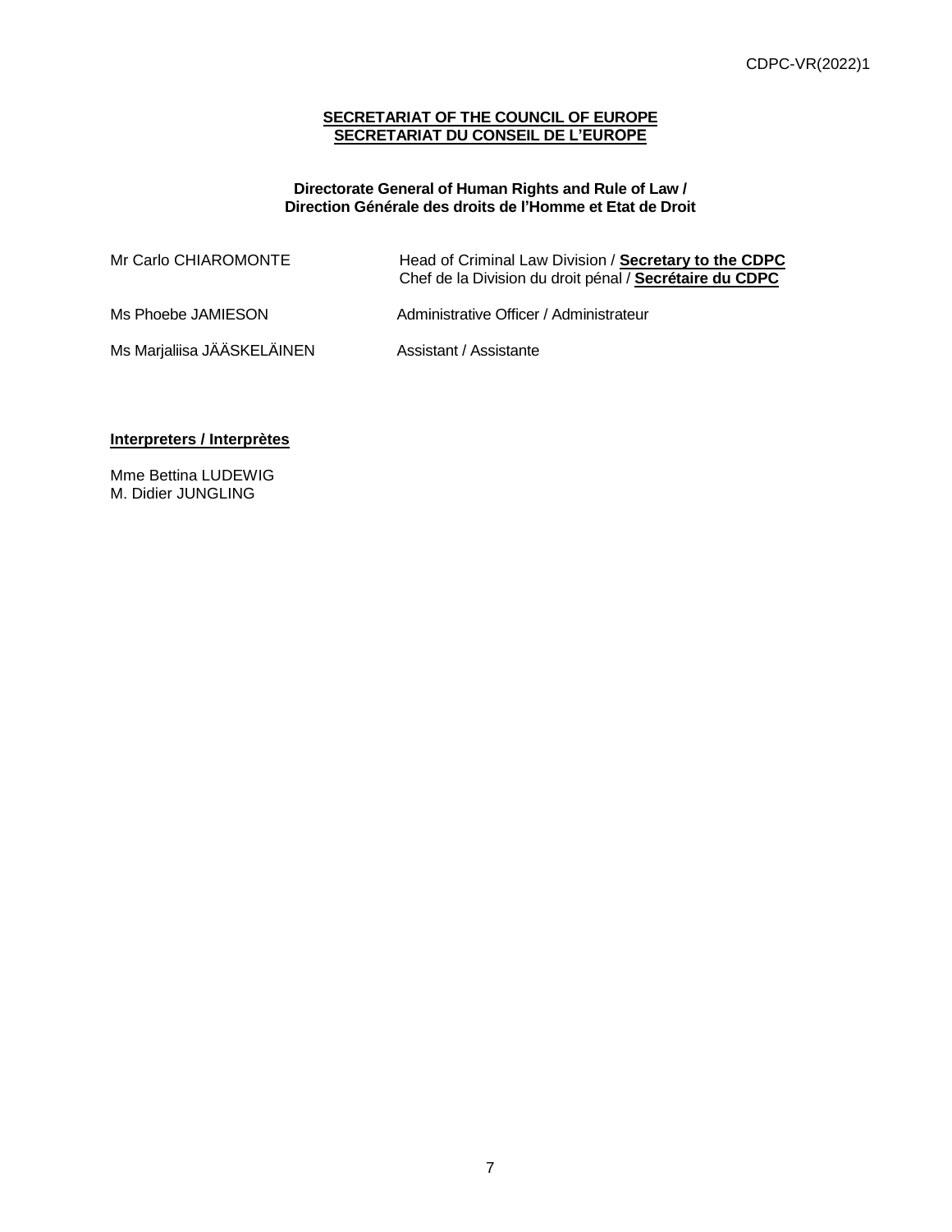**<u>SECRETARIAT OF THE COUNCIL OF EUROPE</u>**
**<u>SECRETARIAT DU CONSEIL DE L'EUROPE</u>**

**Directorate General of Human Rights and Rule of Law /**
**Direction Générale des droits de l'Homme et Etat de Droit**

| | |
|---|---|
| Mr Carlo CHIAROMONTE | Head of Criminal Law Division / **Secretary to the CDPC**<br>Chef de la Division du droit pénal / **Secrétaire du CDPC** |
| Ms Phoebe JAMIESON | Administrative Officer / Administrateur |
| Ms Marjaliisa JÄÄSKELÄINEN | Assistant / Assistante |

**<u>Interpreters / Interprètes</u>**

Mme Bettina LUDEWIG
M. Didier JUNGLING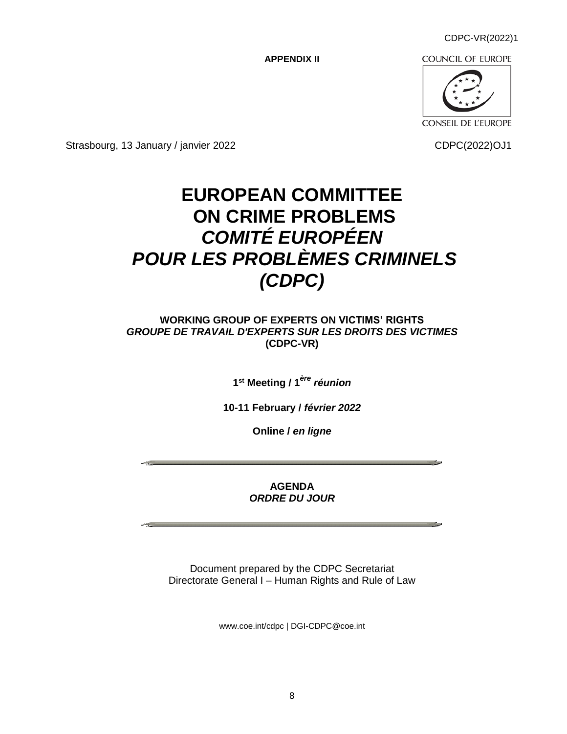CDPC-VR(2022)1

**APPENDIX II**

COUNCIL OF EUROPE

CONSEIL DE L'EUROPE

Strasbourg, 13 January / janvier 2022

CDPC(2022)OJ1

# EUROPEAN COMMITTEE ON CRIME PROBLEMS
# *COMITÉ EUROPÉEN POUR LES PROBLÈMES CRIMINELS*
# *(CDPC)*

**WORKING GROUP OF EXPERTS ON VICTIMS' RIGHTS**
***GROUPE DE TRAVAIL D'EXPERTS SUR LES DROITS DES VICTIMES***
**(CDPC-VR)**

**1st Meeting / 1*ère* *réunion***

**10-11 February / *février 2022***

**Online / *en ligne***

---

**AGENDA**
***ORDRE DU JOUR***

---

Document prepared by the CDPC Secretariat
Directorate General I – Human Rights and Rule of Law

www.coe.int/cdpc | DGI-CDPC@coe.int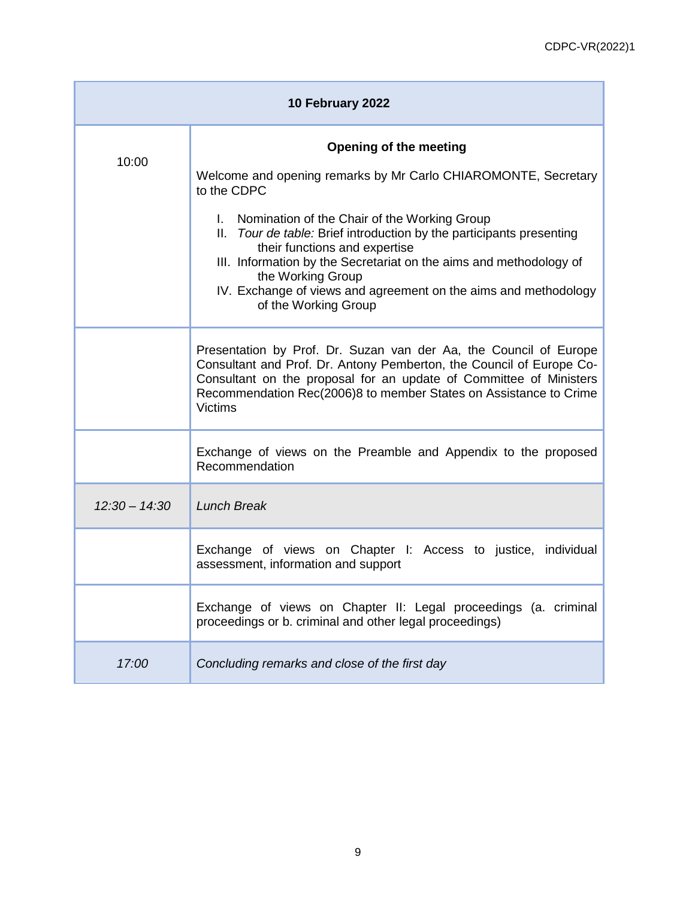| 10 February 2022 | |
|---|---|
| 10:00 | **Opening of the meeting**<br><br>Welcome and opening remarks by Mr Carlo CHIAROMONTE, Secretary to the CDPC<br><br>I. Nomination of the Chair of the Working Group<br>II. *Tour de table:* Brief introduction by the participants presenting their functions and expertise<br>III. Information by the Secretariat on the aims and methodology of the Working Group<br>IV. Exchange of views and agreement on the aims and methodology of the Working Group |
| | Presentation by Prof. Dr. Suzan van der Aa, the Council of Europe Consultant and Prof. Dr. Antony Pemberton, the Council of Europe Co-Consultant on the proposal for an update of Committee of Ministers Recommendation Rec(2006)8 to member States on Assistance to Crime Victims |
| | Exchange of views on the Preamble and Appendix to the proposed Recommendation |
| *12:30 – 14:30* | *Lunch Break* |
| | Exchange of views on Chapter I: Access to justice, individual assessment, information and support |
| | Exchange of views on Chapter II: Legal proceedings (a. criminal proceedings or b. criminal and other legal proceedings) |
| *17:00* | *Concluding remarks and close of the first day* |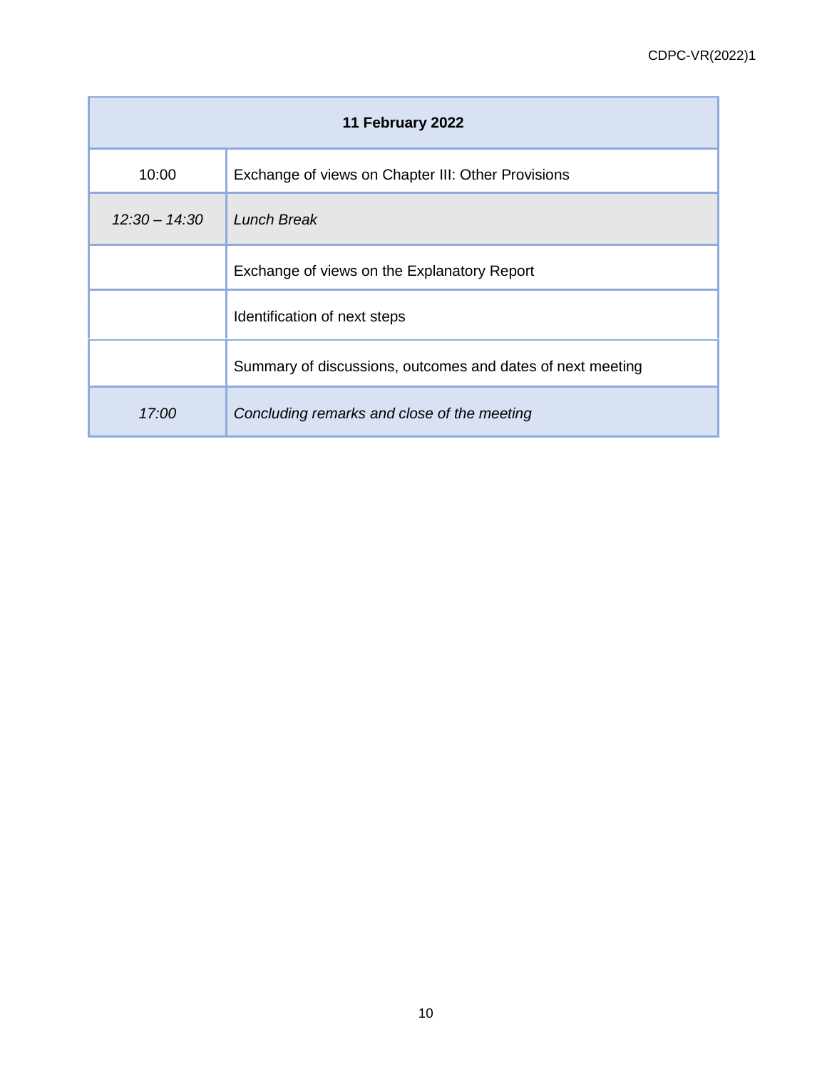| 11 February 2022 | |
|---|---|
| 10:00 | Exchange of views on Chapter III: Other Provisions |
| *12:30 – 14:30* | *Lunch Break* |
| | Exchange of views on the Explanatory Report |
| | Identification of next steps |
| | Summary of discussions, outcomes and dates of next meeting |
| *17:00* | *Concluding remarks and close of the meeting* |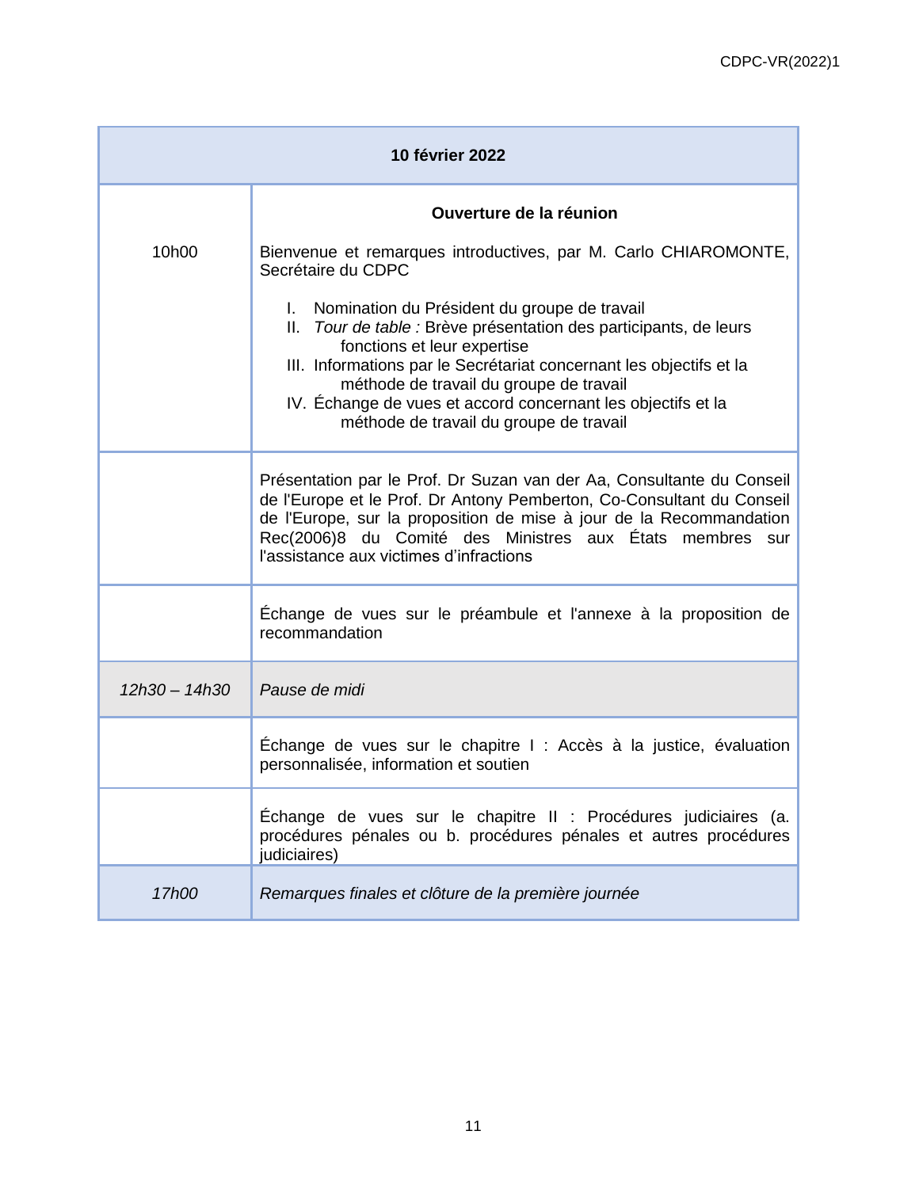| 10 février 2022 | |
|---|---|
| 10h00 | **Ouverture de la réunion**<br><br>Bienvenue et remarques introductives, par M. Carlo CHIAROMONTE, Secrétaire du CDPC<br><br>I. Nomination du Président du groupe de travail<br>II. *Tour de table :* Brève présentation des participants, de leurs fonctions et leur expertise<br>III. Informations par le Secrétariat concernant les objectifs et la méthode de travail du groupe de travail<br>IV. Échange de vues et accord concernant les objectifs et la méthode de travail du groupe de travail |
| | Présentation par le Prof. Dr Suzan van der Aa, Consultante du Conseil de l'Europe et le Prof. Dr Antony Pemberton, Co-Consultant du Conseil de l'Europe, sur la proposition de mise à jour de la Recommandation Rec(2006)8 du Comité des Ministres aux États membres sur l'assistance aux victimes d'infractions |
| | Échange de vues sur le préambule et l'annexe à la proposition de recommandation |
| *12h30 – 14h30* | *Pause de midi* |
| | Échange de vues sur le chapitre I : Accès à la justice, évaluation personnalisée, information et soutien |
| | Échange de vues sur le chapitre II : Procédures judiciaires (a. procédures pénales ou b. procédures pénales et autres procédures judiciaires) |
| *17h00* | *Remarques finales et clôture de la première journée* |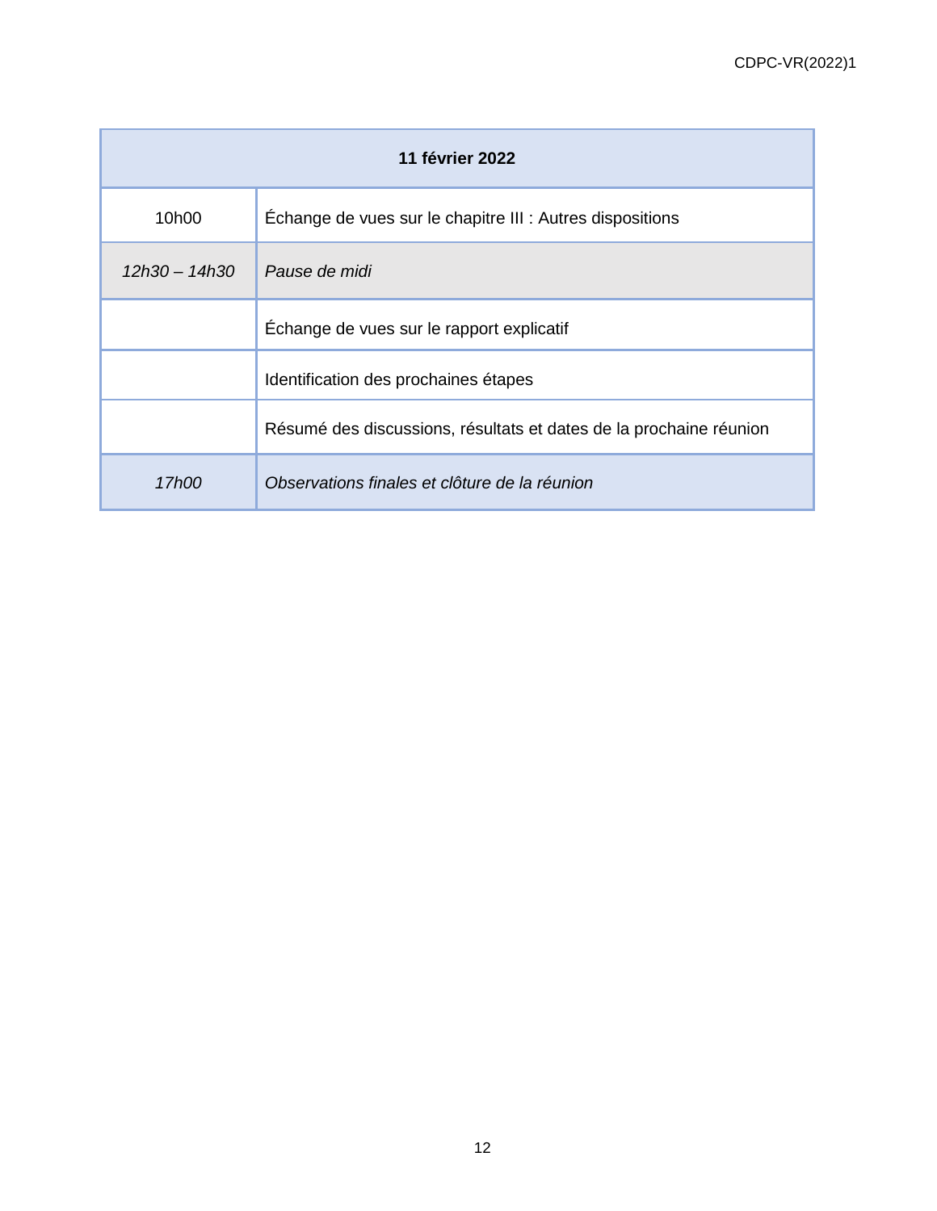| 11 février 2022 | |
|---|---|
| 10h00 | Échange de vues sur le chapitre III : Autres dispositions |
| *12h30 – 14h30* | *Pause de midi* |
| | Échange de vues sur le rapport explicatif |
| | Identification des prochaines étapes |
| | Résumé des discussions, résultats et dates de la prochaine réunion |
| *17h00* | *Observations finales et clôture de la réunion* |